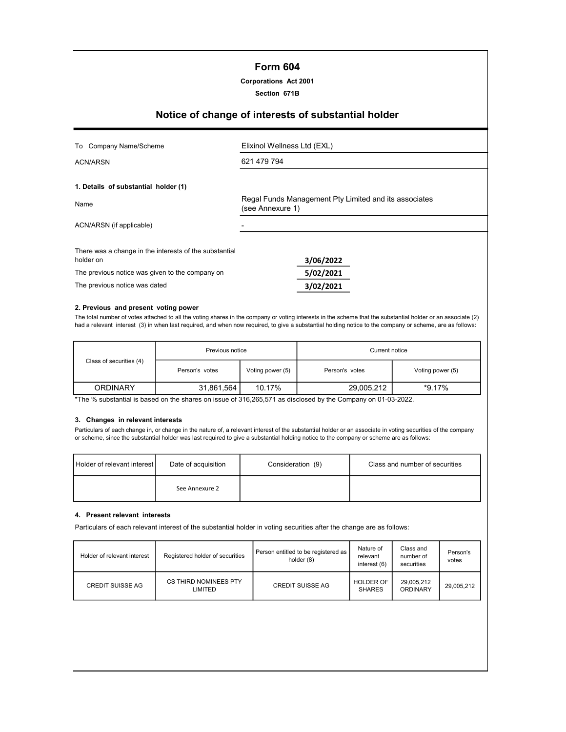# Form 604

**Corporations Act 2001**

**Section 671B**

## Notice of change of interests of substantial holder

| | |
|---|---|
| To Company Name/Scheme | Elixinol Wellness Ltd (EXL) |
| ACN/ARSN | 621 479 794 |

**1. Details of substantial holder (1)**

| | |
|---|---|
| Name | Regal Funds Management Pty Limited and its associates (see Annexure 1) |
| ACN/ARSN (if applicable) | - |

| | |
|---|---|
| There was a change in the interests of the substantial holder on | 3/06/2022 |
| The previous notice was given to the company on | 5/02/2021 |
| The previous notice was dated | 3/02/2021 |

**2. Previous and present voting power**

The total number of votes attached to all the voting shares in the company or voting interests in the scheme that the substantial holder or an associate (2) had a relevant interest (3) in when last required, and when now required, to give a substantial holding notice to the company or scheme, are as follows:

| Class of securities (4) | Previous notice | | Current notice | |
|---|---|---|---|---|
| | Person's votes | Voting power (5) | Person's votes | Voting power (5) |
| ORDINARY | 31,861,564 | 10.17% | 29,005,212 | *9.17% |

*The % substantial is based on the shares on issue of 316,265,571 as disclosed by the Company on 01-03-2022.

**3. Changes in relevant interests**

Particulars of each change in, or change in the nature of, a relevant interest of the substantial holder or an associate in voting securities of the company or scheme, since the substantial holder was last required to give a substantial holding notice to the company or scheme are as follows:

| Holder of relevant interest | Date of acquisition | Consideration (9) | Class and number of securities |
|---|---|---|---|
| | See Annexure 2 | | |

**4. Present relevant interests**

Particulars of each relevant interest of the substantial holder in voting securities after the change are as follows:

| Holder of relevant interest | Registered holder of securities | Person entitled to be registered as holder (8) | Nature of relevant interest (6) | Class and number of securities | Person's votes |
|---|---|---|---|---|---|
| CREDIT SUISSE AG | CS THIRD NOMINEES PTY LIMITED | CREDIT SUISSE AG | HOLDER OF SHARES | 29,005,212 ORDINARY | 29,005,212 |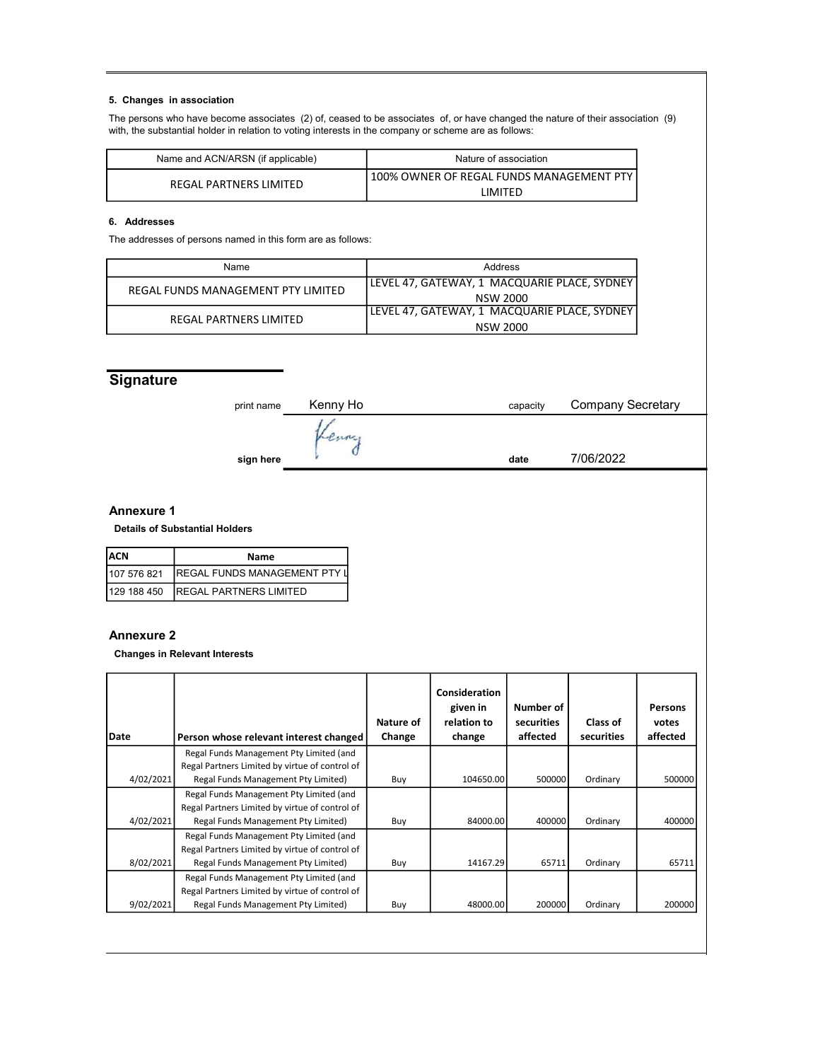#### 5. Changes in association

The persons who have become associates (2) of, ceased to be associates of, or have changed the nature of their association (9) with, the substantial holder in relation to voting interests in the company or scheme are as follows:

| Name and ACN/ARSN (if applicable) | Nature of association |
|---|---|
| REGAL PARTNERS LIMITED | 100% OWNER OF REGAL FUNDS MANAGEMENT PTY LIMITED |

#### 6. Addresses

The addresses of persons named in this form are as follows:

| Name | Address |
|---|---|
| REGAL FUNDS MANAGEMENT PTY LIMITED | LEVEL 47, GATEWAY, 1 MACQUARIE PLACE, SYDNEY NSW 2000 |
| REGAL PARTNERS LIMITED | LEVEL 47, GATEWAY, 1 MACQUARIE PLACE, SYDNEY NSW 2000 |

## Signature

print name Kenny Ho capacity Company Secretary

sign here date 7/06/2022

## Annexure 1

**Details of Substantial Holders**

| ACN | Name |
|---|---|
| 107 576 821 | REGAL FUNDS MANAGEMENT PTY L |
| 129 188 450 | REGAL PARTNERS LIMITED |

## Annexure 2

**Changes in Relevant Interests**

| Date | Person whose relevant interest changed | Nature of Change | Consideration given in relation to change | Number of securities affected | Class of securities | Persons votes affected |
|---|---|---|---|---|---|---|
| 4/02/2021 | Regal Funds Management Pty Limited (and Regal Partners Limited by virtue of control of Regal Funds Management Pty Limited) | Buy | 104650.00 | 500000 | Ordinary | 500000 |
| 4/02/2021 | Regal Funds Management Pty Limited (and Regal Partners Limited by virtue of control of Regal Funds Management Pty Limited) | Buy | 84000.00 | 400000 | Ordinary | 400000 |
| 8/02/2021 | Regal Funds Management Pty Limited (and Regal Partners Limited by virtue of control of Regal Funds Management Pty Limited) | Buy | 14167.29 | 65711 | Ordinary | 65711 |
| 9/02/2021 | Regal Funds Management Pty Limited (and Regal Partners Limited by virtue of control of Regal Funds Management Pty Limited) | Buy | 48000.00 | 200000 | Ordinary | 200000 |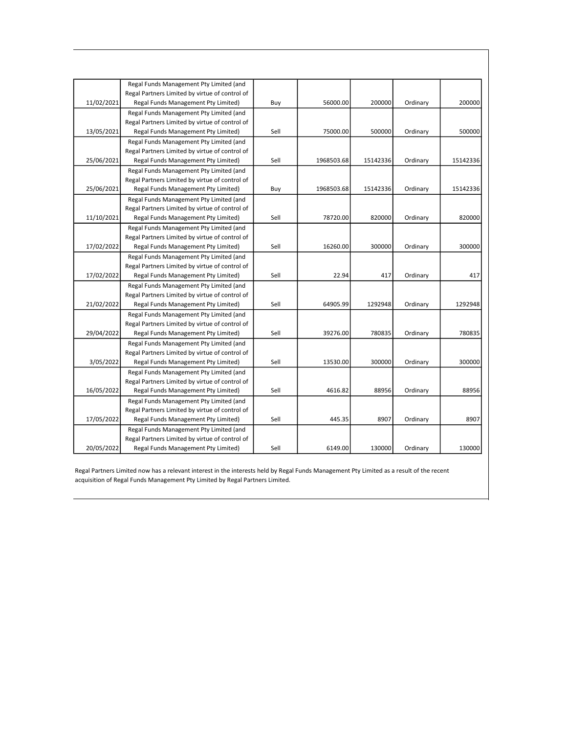| | | | | | | |
|---|---|---|---|---|---|---|
| 11/02/2021 | Regal Funds Management Pty Limited (and Regal Partners Limited by virtue of control of Regal Funds Management Pty Limited) | Buy | 56000.00 | 200000 | Ordinary | 200000 |
| 13/05/2021 | Regal Funds Management Pty Limited (and Regal Partners Limited by virtue of control of Regal Funds Management Pty Limited) | Sell | 75000.00 | 500000 | Ordinary | 500000 |
| 25/06/2021 | Regal Funds Management Pty Limited (and Regal Partners Limited by virtue of control of Regal Funds Management Pty Limited) | Sell | 1968503.68 | 15142336 | Ordinary | 15142336 |
| 25/06/2021 | Regal Funds Management Pty Limited (and Regal Partners Limited by virtue of control of Regal Funds Management Pty Limited) | Buy | 1968503.68 | 15142336 | Ordinary | 15142336 |
| 11/10/2021 | Regal Funds Management Pty Limited (and Regal Partners Limited by virtue of control of Regal Funds Management Pty Limited) | Sell | 78720.00 | 820000 | Ordinary | 820000 |
| 17/02/2022 | Regal Funds Management Pty Limited (and Regal Partners Limited by virtue of control of Regal Funds Management Pty Limited) | Sell | 16260.00 | 300000 | Ordinary | 300000 |
| 17/02/2022 | Regal Funds Management Pty Limited (and Regal Partners Limited by virtue of control of Regal Funds Management Pty Limited) | Sell | 22.94 | 417 | Ordinary | 417 |
| 21/02/2022 | Regal Funds Management Pty Limited (and Regal Partners Limited by virtue of control of Regal Funds Management Pty Limited) | Sell | 64905.99 | 1292948 | Ordinary | 1292948 |
| 29/04/2022 | Regal Funds Management Pty Limited (and Regal Partners Limited by virtue of control of Regal Funds Management Pty Limited) | Sell | 39276.00 | 780835 | Ordinary | 780835 |
| 3/05/2022 | Regal Funds Management Pty Limited (and Regal Partners Limited by virtue of control of Regal Funds Management Pty Limited) | Sell | 13530.00 | 300000 | Ordinary | 300000 |
| 16/05/2022 | Regal Funds Management Pty Limited (and Regal Partners Limited by virtue of control of Regal Funds Management Pty Limited) | Sell | 4616.82 | 88956 | Ordinary | 88956 |
| 17/05/2022 | Regal Funds Management Pty Limited (and Regal Partners Limited by virtue of control of Regal Funds Management Pty Limited) | Sell | 445.35 | 8907 | Ordinary | 8907 |
| 20/05/2022 | Regal Funds Management Pty Limited (and Regal Partners Limited by virtue of control of Regal Funds Management Pty Limited) | Sell | 6149.00 | 130000 | Ordinary | 130000 |

Regal Partners Limited now has a relevant interest in the interests held by Regal Funds Management Pty Limited as a result of the recent acquisition of Regal Funds Management Pty Limited by Regal Partners Limited.